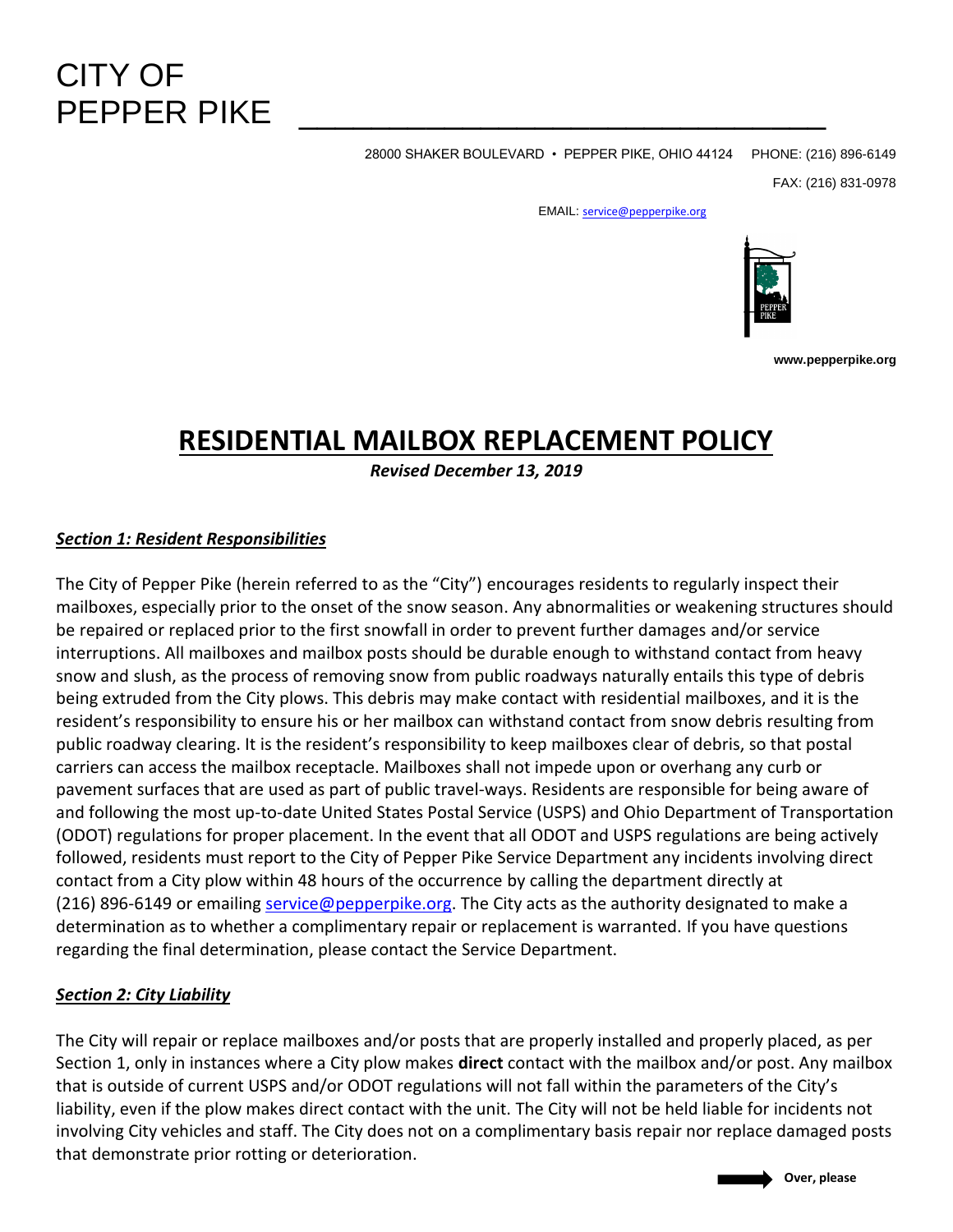# CITY OF PEPPER PIKE

28000 SHAKER BOULEVARD • PEPPER PIKE, OHIO 44124 PHONE: (216) 896-6149

FAX: (216) 831-0978

EMAIL: service@pepperpike.org

www.pepperpike.org

## RESIDENTIAL MAILBOX REPLACEMENT POLICY

***Revised December 13, 2019***

### ***Section 1: Resident Responsibilities***

The City of Pepper Pike (herein referred to as the "City") encourages residents to regularly inspect their mailboxes, especially prior to the onset of the snow season. Any abnormalities or weakening structures should be repaired or replaced prior to the first snowfall in order to prevent further damages and/or service interruptions. All mailboxes and mailbox posts should be durable enough to withstand contact from heavy snow and slush, as the process of removing snow from public roadways naturally entails this type of debris being extruded from the City plows. This debris may make contact with residential mailboxes, and it is the resident's responsibility to ensure his or her mailbox can withstand contact from snow debris resulting from public roadway clearing. It is the resident's responsibility to keep mailboxes clear of debris, so that postal carriers can access the mailbox receptacle. Mailboxes shall not impede upon or overhang any curb or pavement surfaces that are used as part of public travel-ways. Residents are responsible for being aware of and following the most up-to-date United States Postal Service (USPS) and Ohio Department of Transportation (ODOT) regulations for proper placement. In the event that all ODOT and USPS regulations are being actively followed, residents must report to the City of Pepper Pike Service Department any incidents involving direct contact from a City plow within 48 hours of the occurrence by calling the department directly at (216) 896-6149 or emailing service@pepperpike.org. The City acts as the authority designated to make a determination as to whether a complimentary repair or replacement is warranted. If you have questions regarding the final determination, please contact the Service Department.

### ***Section 2: City Liability***

The City will repair or replace mailboxes and/or posts that are properly installed and properly placed, as per Section 1, only in instances where a City plow makes **direct** contact with the mailbox and/or post. Any mailbox that is outside of current USPS and/or ODOT regulations will not fall within the parameters of the City's liability, even if the plow makes direct contact with the unit. The City will not be held liable for incidents not involving City vehicles and staff. The City does not on a complimentary basis repair nor replace damaged posts that demonstrate prior rotting or deterioration.

**Over, please**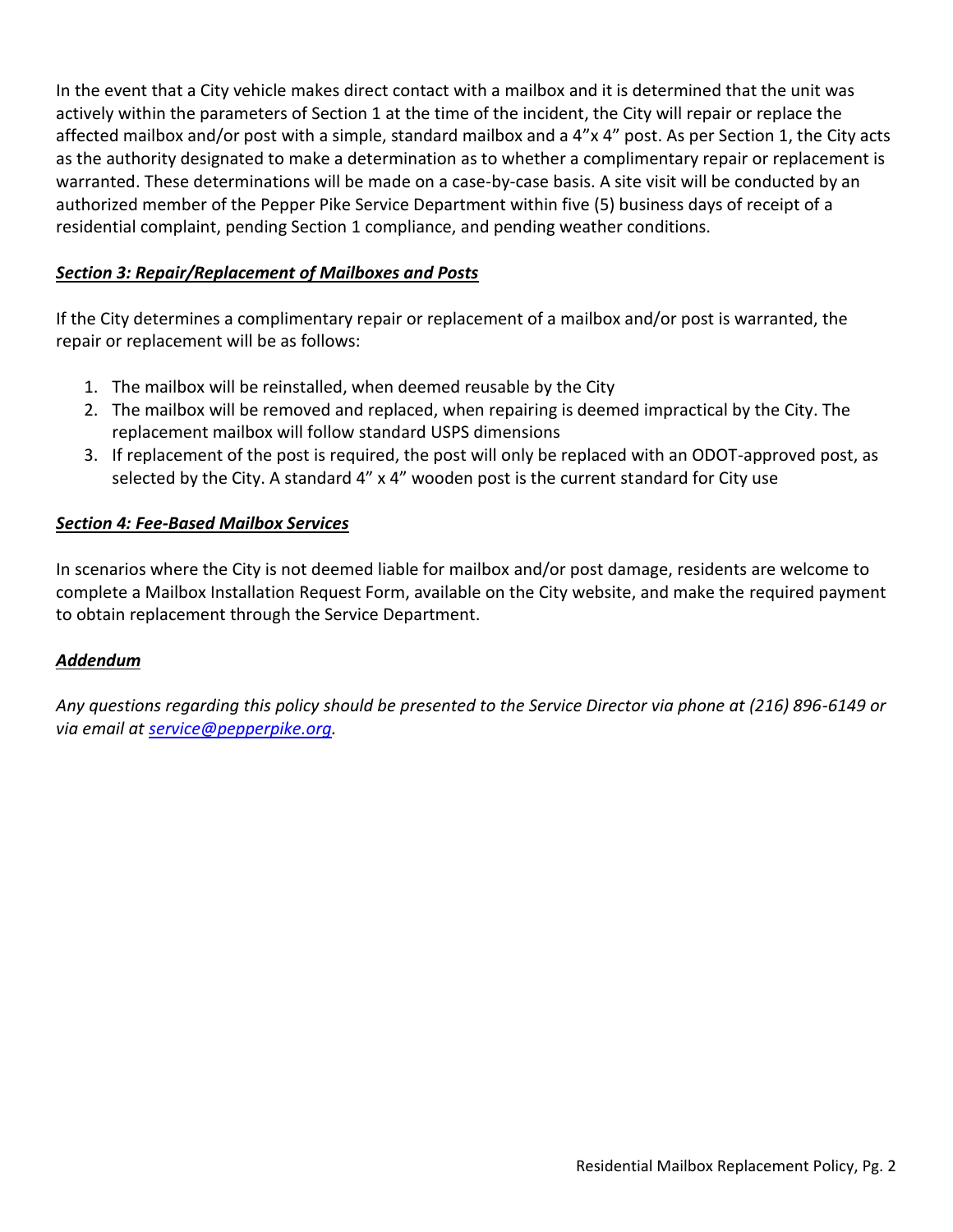In the event that a City vehicle makes direct contact with a mailbox and it is determined that the unit was actively within the parameters of Section 1 at the time of the incident, the City will repair or replace the affected mailbox and/or post with a simple, standard mailbox and a 4"x 4" post. As per Section 1, the City acts as the authority designated to make a determination as to whether a complimentary repair or replacement is warranted. These determinations will be made on a case-by-case basis. A site visit will be conducted by an authorized member of the Pepper Pike Service Department within five (5) business days of receipt of a residential complaint, pending Section 1 compliance, and pending weather conditions.

## ***Section 3: Repair/Replacement of Mailboxes and Posts***

If the City determines a complimentary repair or replacement of a mailbox and/or post is warranted, the repair or replacement will be as follows:

1. The mailbox will be reinstalled, when deemed reusable by the City
2. The mailbox will be removed and replaced, when repairing is deemed impractical by the City. The replacement mailbox will follow standard USPS dimensions
3. If replacement of the post is required, the post will only be replaced with an ODOT-approved post, as selected by the City. A standard 4" x 4" wooden post is the current standard for City use

## ***Section 4: Fee-Based Mailbox Services***

In scenarios where the City is not deemed liable for mailbox and/or post damage, residents are welcome to complete a Mailbox Installation Request Form, available on the City website, and make the required payment to obtain replacement through the Service Department.

## ***Addendum***

*Any questions regarding this policy should be presented to the Service Director via phone at (216) 896-6149 or via email at [service@pepperpike.org](mailto:service@pepperpike.org).*